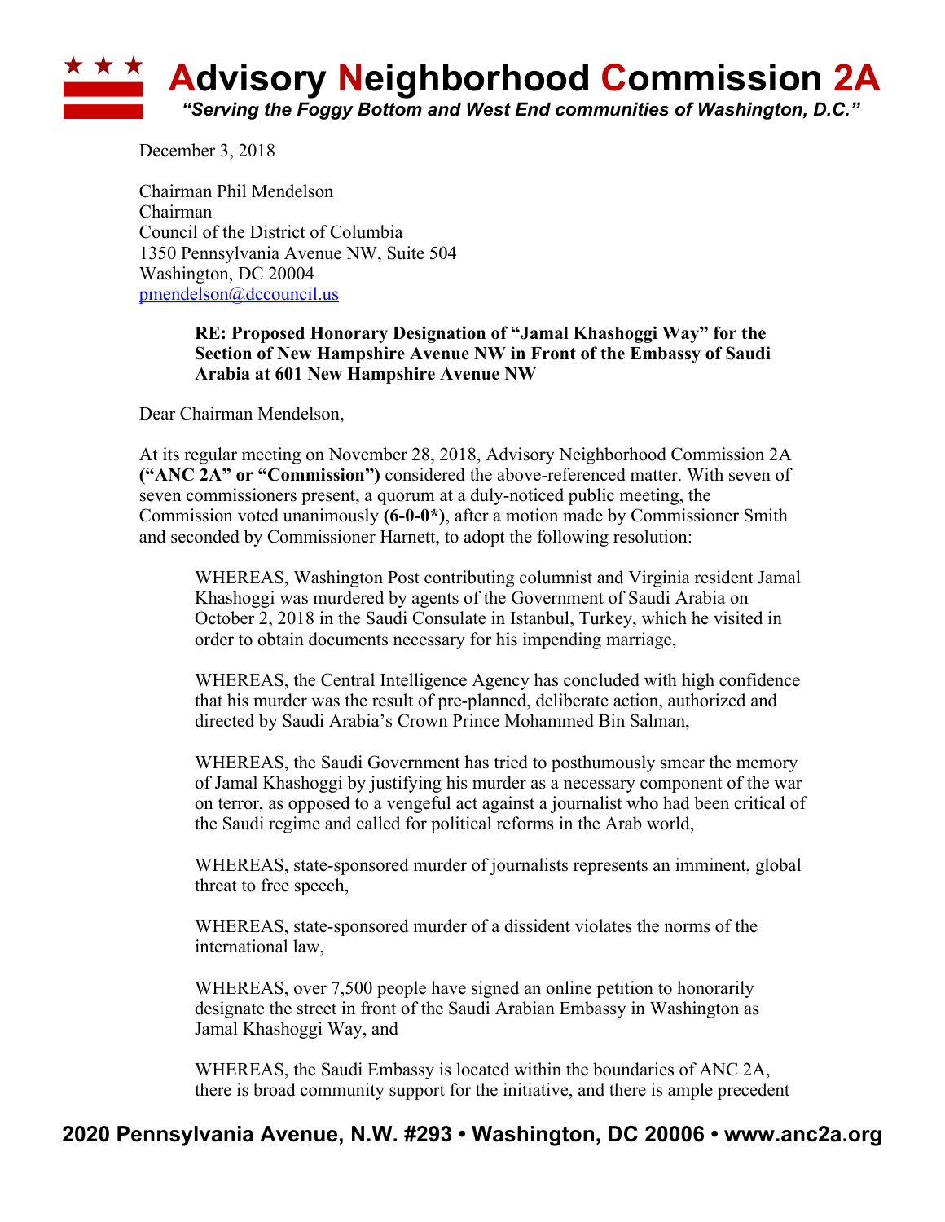# Advisory Neighborhood Commission 2A

*"Serving the Foggy Bottom and West End communities of Washington, D.C."*

December 3, 2018

Chairman Phil Mendelson
Chairman
Council of the District of Columbia
1350 Pennsylvania Avenue NW, Suite 504
Washington, DC 20004
pmendelson@dccouncil.us

> **RE: Proposed Honorary Designation of "Jamal Khashoggi Way" for the Section of New Hampshire Avenue NW in Front of the Embassy of Saudi Arabia at 601 New Hampshire Avenue NW**

Dear Chairman Mendelson,

At its regular meeting on November 28, 2018, Advisory Neighborhood Commission 2A **("ANC 2A" or "Commission")** considered the above-referenced matter. With seven of seven commissioners present, a quorum at a duly-noticed public meeting, the Commission voted unanimously **(6-0-0*)**, after a motion made by Commissioner Smith and seconded by Commissioner Harnett, to adopt the following resolution:

> WHEREAS, Washington Post contributing columnist and Virginia resident Jamal Khashoggi was murdered by agents of the Government of Saudi Arabia on October 2, 2018 in the Saudi Consulate in Istanbul, Turkey, which he visited in order to obtain documents necessary for his impending marriage,
>
> WHEREAS, the Central Intelligence Agency has concluded with high confidence that his murder was the result of pre-planned, deliberate action, authorized and directed by Saudi Arabia's Crown Prince Mohammed Bin Salman,
>
> WHEREAS, the Saudi Government has tried to posthumously smear the memory of Jamal Khashoggi by justifying his murder as a necessary component of the war on terror, as opposed to a vengeful act against a journalist who had been critical of the Saudi regime and called for political reforms in the Arab world,
>
> WHEREAS, state-sponsored murder of journalists represents an imminent, global threat to free speech,
>
> WHEREAS, state-sponsored murder of a dissident violates the norms of the international law,
>
> WHEREAS, over 7,500 people have signed an online petition to honorarily designate the street in front of the Saudi Arabian Embassy in Washington as Jamal Khashoggi Way, and
>
> WHEREAS, the Saudi Embassy is located within the boundaries of ANC 2A, there is broad community support for the initiative, and there is ample precedent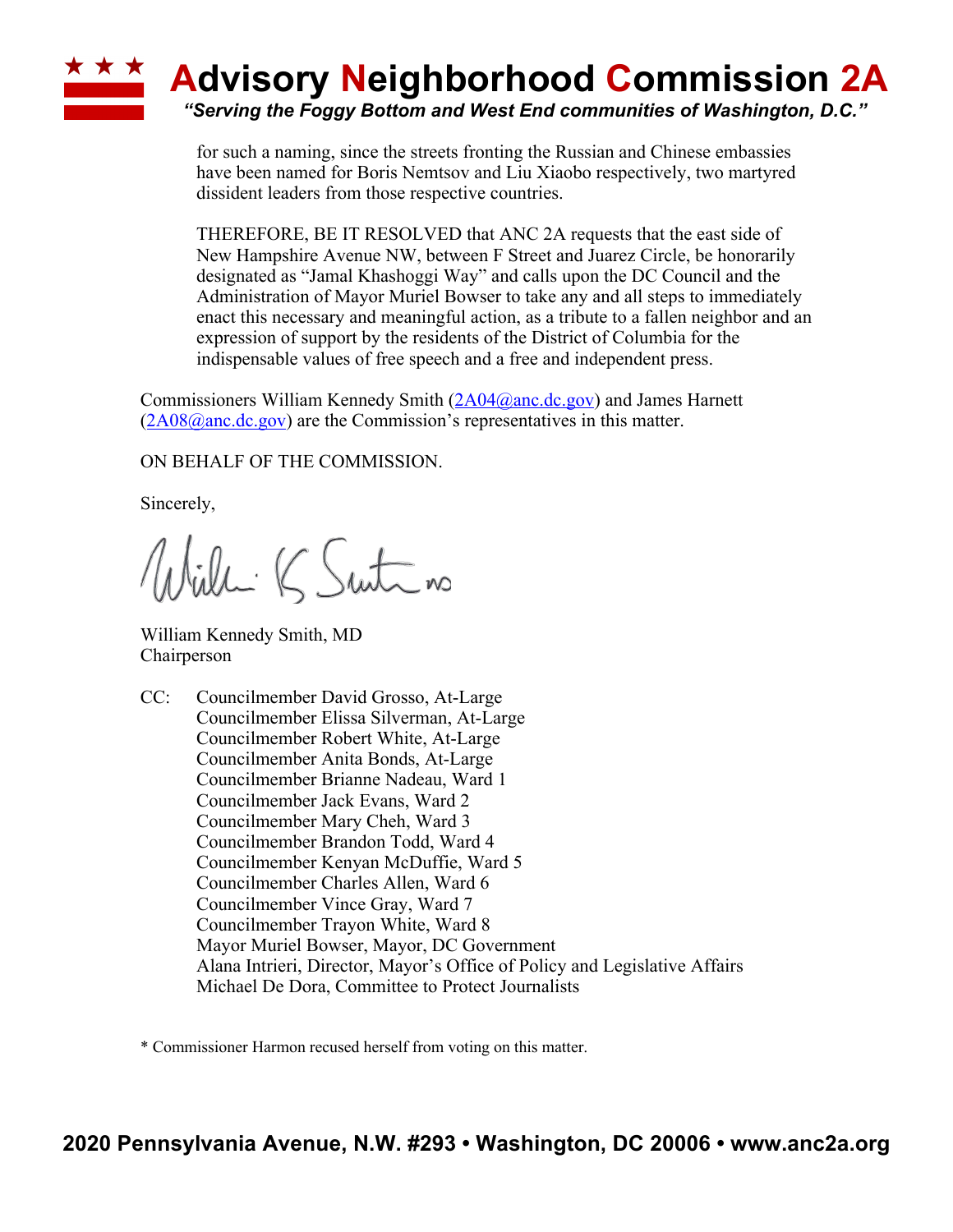for such a naming, since the streets fronting the Russian and Chinese embassies have been named for Boris Nemtsov and Liu Xiaobo respectively, two martyred dissident leaders from those respective countries.

THEREFORE, BE IT RESOLVED that ANC 2A requests that the east side of New Hampshire Avenue NW, between F Street and Juarez Circle, be honorarily designated as "Jamal Khashoggi Way" and calls upon the DC Council and the Administration of Mayor Muriel Bowser to take any and all steps to immediately enact this necessary and meaningful action, as a tribute to a fallen neighbor and an expression of support by the residents of the District of Columbia for the indispensable values of free speech and a free and independent press.

Commissioners William Kennedy Smith (2A04@anc.dc.gov) and James Harnett (2A08@anc.dc.gov) are the Commission's representatives in this matter.

ON BEHALF OF THE COMMISSION.

Sincerely,

William Kennedy Smith, MD
Chairperson

CC: Councilmember David Grosso, At-Large
Councilmember Elissa Silverman, At-Large
Councilmember Robert White, At-Large
Councilmember Anita Bonds, At-Large
Councilmember Brianne Nadeau, Ward 1
Councilmember Jack Evans, Ward 2
Councilmember Mary Cheh, Ward 3
Councilmember Brandon Todd, Ward 4
Councilmember Kenyan McDuffie, Ward 5
Councilmember Charles Allen, Ward 6
Councilmember Vince Gray, Ward 7
Councilmember Trayon White, Ward 8
Mayor Muriel Bowser, Mayor, DC Government
Alana Intrieri, Director, Mayor's Office of Policy and Legislative Affairs
Michael De Dora, Committee to Protect Journalists

* Commissioner Harmon recused herself from voting on this matter.